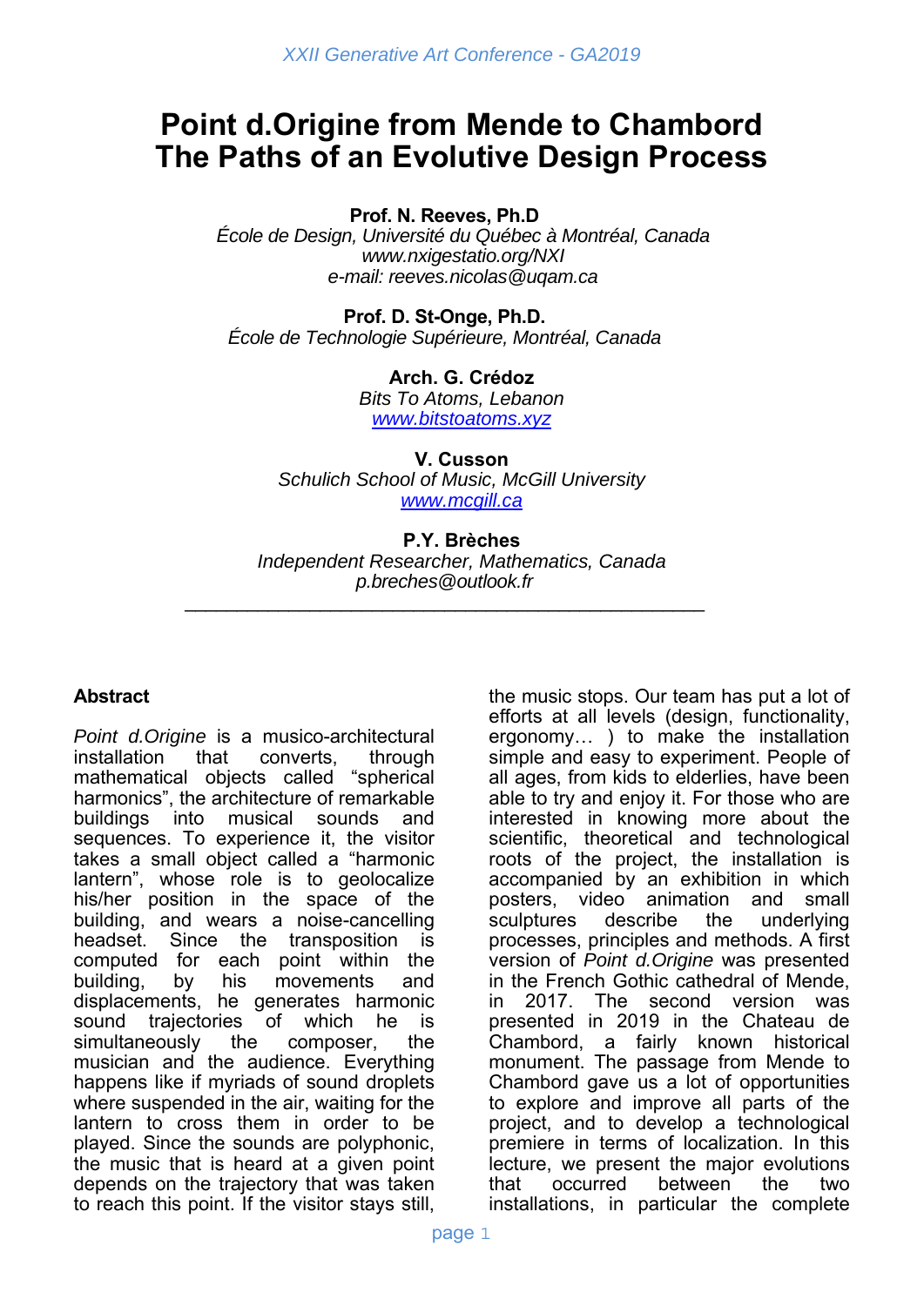# Point d.Origine from Mende to Chambord
# The Paths of an Evolutive Design Process

**Prof. N. Reeves, Ph.D**
*École de Design, Université du Québec à Montréal, Canada*
*www.nxigestatio.org/NXI*
*e-mail: reeves.nicolas@uqam.ca*

**Prof. D. St-Onge, Ph.D.**
*École de Technologie Supérieure, Montréal, Canada*

**Arch. G. Crédoz**
*Bits To Atoms, Lebanon*
*www.bitstoatoms.xyz*

**V. Cusson**
*Schulich School of Music, McGill University*
*www.mcgill.ca*

**P.Y. Brèches**
*Independent Researcher, Mathematics, Canada*
*p.breches@outlook.fr*

---

## Abstract

*Point d.Origine* is a musico-architectural installation that converts, through mathematical objects called "spherical harmonics", the architecture of remarkable buildings into musical sounds and sequences. To experience it, the visitor takes a small object called a "harmonic lantern", whose role is to geolocalize his/her position in the space of the building, and wears a noise-cancelling headset. Since the transposition is computed for each point within the building, by his movements and displacements, he generates harmonic sound trajectories of which he is simultaneously the composer, the musician and the audience. Everything happens like if myriads of sound droplets where suspended in the air, waiting for the lantern to cross them in order to be played. Since the sounds are polyphonic, the music that is heard at a given point depends on the trajectory that was taken to reach this point. If the visitor stays still, the music stops. Our team has put a lot of efforts at all levels (design, functionality, ergonomy… ) to make the installation simple and easy to experiment. People of all ages, from kids to elderlies, have been able to try and enjoy it. For those who are interested in knowing more about the scientific, theoretical and technological roots of the project, the installation is accompanied by an exhibition in which posters, video animation and small sculptures describe the underlying processes, principles and methods. A first version of *Point d.Origine* was presented in the French Gothic cathedral of Mende, in 2017. The second version was presented in 2019 in the Chateau de Chambord, a fairly known historical monument. The passage from Mende to Chambord gave us a lot of opportunities to explore and improve all parts of the project, and to develop a technological premiere in terms of localization. In this lecture, we present the major evolutions that occurred between the two installations, in particular the complete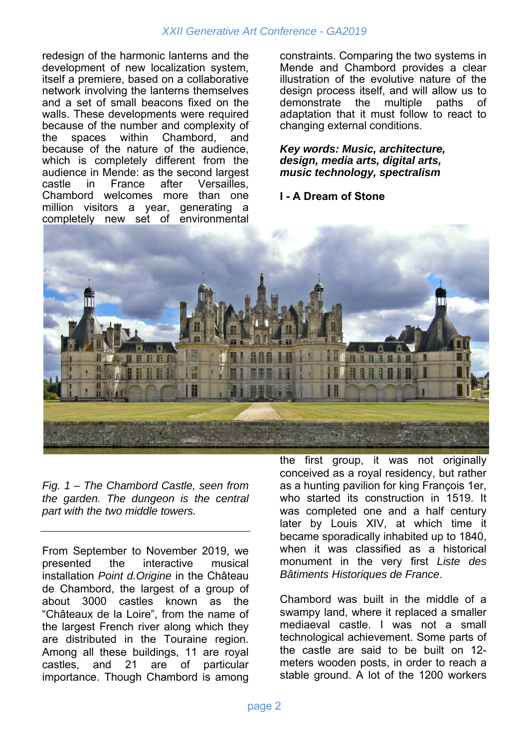redesign of the harmonic lanterns and the development of new localization system, itself a premiere, based on a collaborative network involving the lanterns themselves and a set of small beacons fixed on the walls. These developments were required because of the number and complexity of the spaces within Chambord, and because of the nature of the audience, which is completely different from the audience in Mende: as the second largest castle in France after Versailles, Chambord welcomes more than one million visitors a year, generating a completely new set of environmental constraints. Comparing the two systems in Mende and Chambord provides a clear illustration of the evolutive nature of the design process itself, and will allow us to demonstrate the multiple paths of adaptation that it must follow to react to changing external conditions.

***Key words: Music, architecture, design, media arts, digital arts, music technology, spectralism***

## I - A Dream of Stone

*Fig. 1 – The Chambord Castle, seen from the garden. The dungeon is the central part with the two middle towers.*

From September to November 2019, we presented the interactive musical installation *Point d.Origine* in the Château de Chambord, the largest of a group of about 3000 castles known as the "Châteaux de la Loire", from the name of the largest French river along which they are distributed in the Touraine region. Among all these buildings, 11 are royal castles, and 21 are of particular importance. Though Chambord is among the first group, it was not originally conceived as a royal residency, but rather as a hunting pavilion for king François 1er, who started its construction in 1519. It was completed one and a half century later by Louis XIV, at which time it became sporadically inhabited up to 1840, when it was classified as a historical monument in the very first *Liste des Bâtiments Historiques de France*.

Chambord was built in the middle of a swampy land, where it replaced a smaller mediaeval castle. I was not a small technological achievement. Some parts of the castle are said to be built on 12-meters wooden posts, in order to reach a stable ground. A lot of the 1200 workers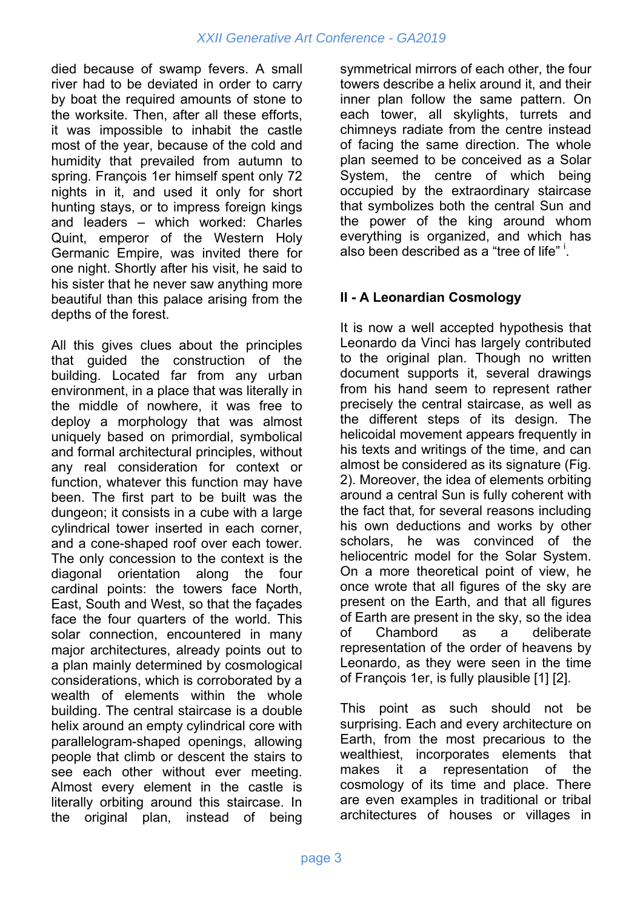died because of swamp fevers. A small river had to be deviated in order to carry by boat the required amounts of stone to the worksite. Then, after all these efforts, it was impossible to inhabit the castle most of the year, because of the cold and humidity that prevailed from autumn to spring. François 1er himself spent only 72 nights in it, and used it only for short hunting stays, or to impress foreign kings and leaders – which worked: Charles Quint, emperor of the Western Holy Germanic Empire, was invited there for one night. Shortly after his visit, he said to his sister that he never saw anything more beautiful than this palace arising from the depths of the forest.

All this gives clues about the principles that guided the construction of the building. Located far from any urban environment, in a place that was literally in the middle of nowhere, it was free to deploy a morphology that was almost uniquely based on primordial, symbolical and formal architectural principles, without any real consideration for context or function, whatever this function may have been. The first part to be built was the dungeon; it consists in a cube with a large cylindrical tower inserted in each corner, and a cone-shaped roof over each tower. The only concession to the context is the diagonal orientation along the four cardinal points: the towers face North, East, South and West, so that the façades face the four quarters of the world. This solar connection, encountered in many major architectures, already points out to a plan mainly determined by cosmological considerations, which is corroborated by a wealth of elements within the whole building. The central staircase is a double helix around an empty cylindrical core with parallelogram-shaped openings, allowing people that climb or descent the stairs to see each other without ever meeting. Almost every element in the castle is literally orbiting around this staircase. In the original plan, instead of being symmetrical mirrors of each other, the four towers describe a helix around it, and their inner plan follow the same pattern. On each tower, all skylights, turrets and chimneys radiate from the centre instead of facing the same direction. The whole plan seemed to be conceived as a Solar System, the centre of which being occupied by the extraordinary staircase that symbolizes both the central Sun and the power of the king around whom everything is organized, and which has also been described as a "tree of life" [i].

## II - A Leonardian Cosmology

It is now a well accepted hypothesis that Leonardo da Vinci has largely contributed to the original plan. Though no written document supports it, several drawings from his hand seem to represent rather precisely the central staircase, as well as the different steps of its design. The helicoidal movement appears frequently in his texts and writings of the time, and can almost be considered as its signature (Fig. 2). Moreover, the idea of elements orbiting around a central Sun is fully coherent with the fact that, for several reasons including his own deductions and works by other scholars, he was convinced of the heliocentric model for the Solar System. On a more theoretical point of view, he once wrote that all figures of the sky are present on the Earth, and that all figures of Earth are present in the sky, so the idea of Chambord as a deliberate representation of the order of heavens by Leonardo, as they were seen in the time of François 1er, is fully plausible [1] [2].

This point as such should not be surprising. Each and every architecture on Earth, from the most precarious to the wealthiest, incorporates elements that makes it a representation of the cosmology of its time and place. There are even examples in traditional or tribal architectures of houses or villages in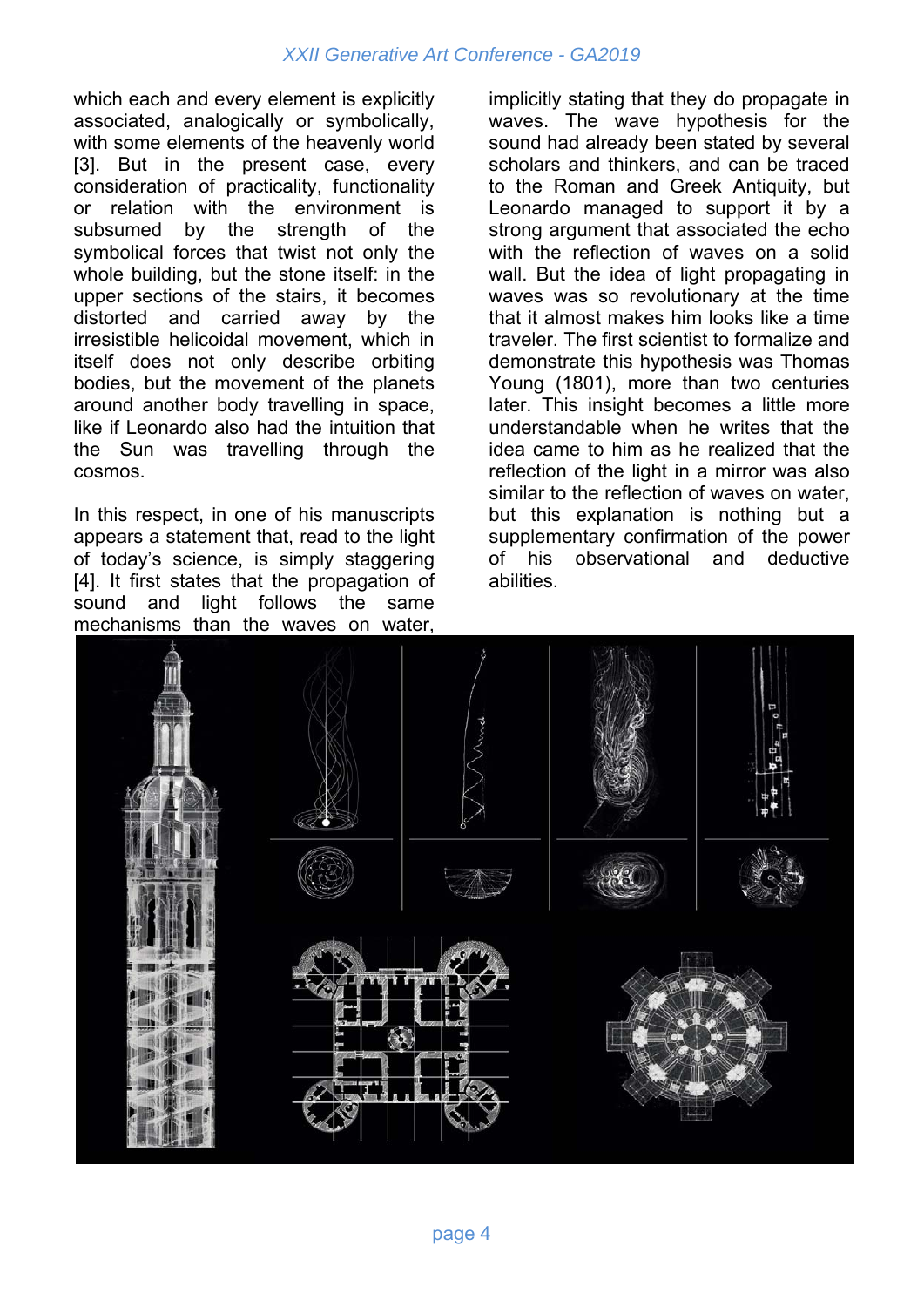which each and every element is explicitly associated, analogically or symbolically, with some elements of the heavenly world [3]. But in the present case, every consideration of practicality, functionality or relation with the environment is subsumed by the strength of the symbolical forces that twist not only the whole building, but the stone itself: in the upper sections of the stairs, it becomes distorted and carried away by the irresistible helicoidal movement, which in itself does not only describe orbiting bodies, but the movement of the planets around another body travelling in space, like if Leonardo also had the intuition that the Sun was travelling through the cosmos.

In this respect, in one of his manuscripts appears a statement that, read to the light of today's science, is simply staggering [4]. It first states that the propagation of sound and light follows the same mechanisms than the waves on water, implicitly stating that they do propagate in waves. The wave hypothesis for the sound had already been stated by several scholars and thinkers, and can be traced to the Roman and Greek Antiquity, but Leonardo managed to support it by a strong argument that associated the echo with the reflection of waves on a solid wall. But the idea of light propagating in waves was so revolutionary at the time that it almost makes him looks like a time traveler. The first scientist to formalize and demonstrate this hypothesis was Thomas Young (1801), more than two centuries later. This insight becomes a little more understandable when he writes that the idea came to him as he realized that the reflection of the light in a mirror was also similar to the reflection of waves on water, but this explanation is nothing but a supplementary confirmation of the power of his observational and deductive abilities.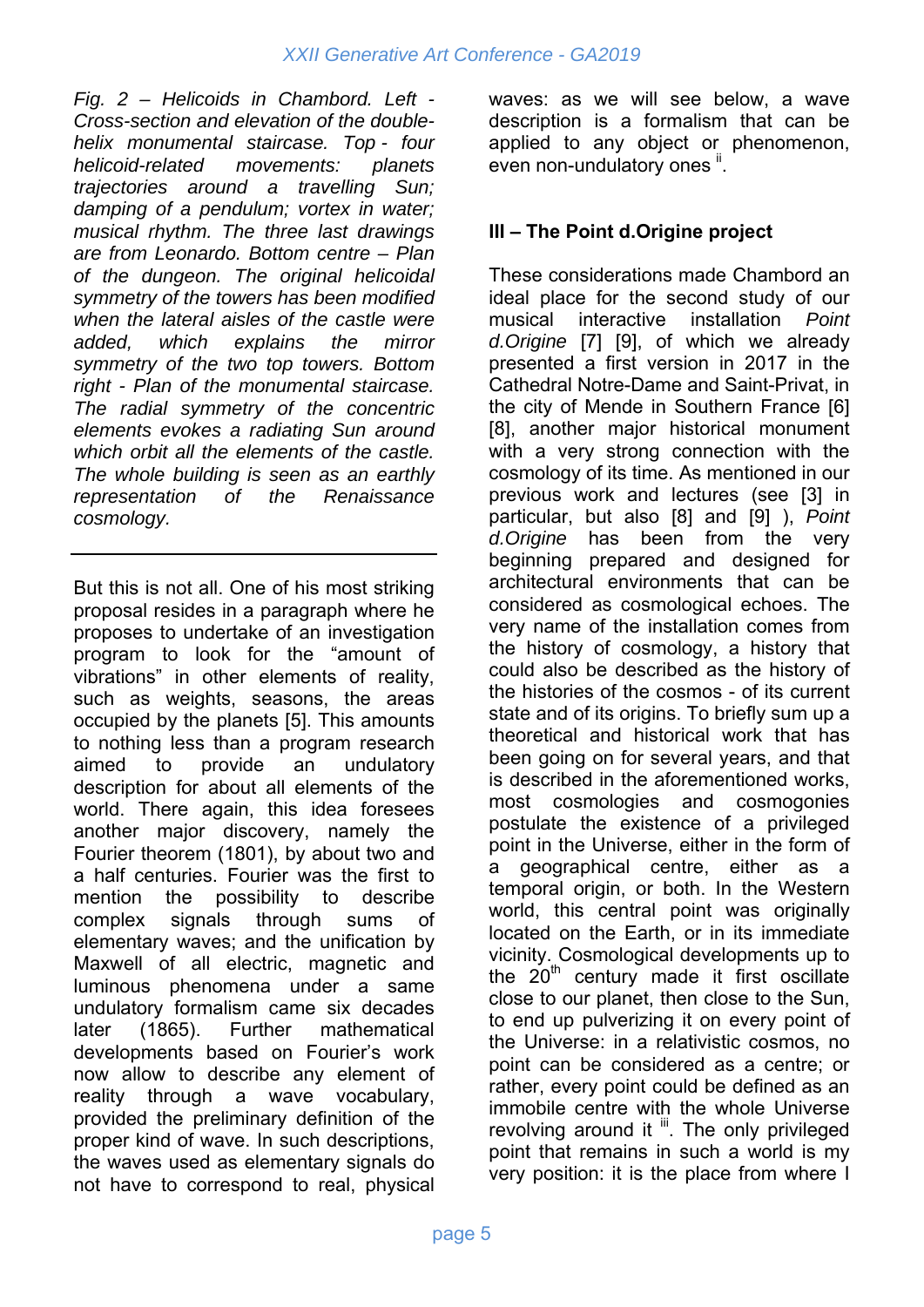*Fig. 2 – Helicoids in Chambord. Left - Cross-section and elevation of the double-helix monumental staircase. Top - four helicoid-related movements: planets trajectories around a travelling Sun; damping of a pendulum; vortex in water; musical rhythm. The three last drawings are from Leonardo. Bottom centre – Plan of the dungeon. The original helicoidal symmetry of the towers has been modified when the lateral aisles of the castle were added, which explains the mirror symmetry of the two top towers. Bottom right - Plan of the monumental staircase. The radial symmetry of the concentric elements evokes a radiating Sun around which orbit all the elements of the castle. The whole building is seen as an earthly representation of the Renaissance cosmology.*

---

But this is not all. One of his most striking proposal resides in a paragraph where he proposes to undertake of an investigation program to look for the “amount of vibrations” in other elements of reality, such as weights, seasons, the areas occupied by the planets [5]. This amounts to nothing less than a program research aimed to provide an undulatory description for about all elements of the world. There again, this idea foresees another major discovery, namely the Fourier theorem (1801), by about two and a half centuries. Fourier was the first to mention the possibility to describe complex signals through sums of elementary waves; and the unification by Maxwell of all electric, magnetic and luminous phenomena under a same undulatory formalism came six decades later (1865). Further mathematical developments based on Fourier’s work now allow to describe any element of reality through a wave vocabulary, provided the preliminary definition of the proper kind of wave. In such descriptions, the waves used as elementary signals do not have to correspond to real, physical waves: as we will see below, a wave description is a formalism that can be applied to any object or phenomenon, even non-undulatory ones [ii].

### III – The Point d.Origine project

These considerations made Chambord an ideal place for the second study of our musical interactive installation *Point d.Origine* [7] [9], of which we already presented a first version in 2017 in the Cathedral Notre-Dame and Saint-Privat, in the city of Mende in Southern France [6] [8], another major historical monument with a very strong connection with the cosmology of its time. As mentioned in our previous work and lectures (see [3] in particular, but also [8] and [9] ), *Point d.Origine* has been from the very beginning prepared and designed for architectural environments that can be considered as cosmological echoes. The very name of the installation comes from the history of cosmology, a history that could also be described as the history of the histories of the cosmos - of its current state and of its origins. To briefly sum up a theoretical and historical work that has been going on for several years, and that is described in the aforementioned works, most cosmologies and cosmogonies postulate the existence of a privileged point in the Universe, either in the form of a geographical centre, either as a temporal origin, or both. In the Western world, this central point was originally located on the Earth, or in its immediate vicinity. Cosmological developments up to the 20th century made it first oscillate close to our planet, then close to the Sun, to end up pulverizing it on every point of the Universe: in a relativistic cosmos, no point can be considered as a centre; or rather, every point could be defined as an immobile centre with the whole Universe revolving around it [iii]. The only privileged point that remains in such a world is my very position: it is the place from where I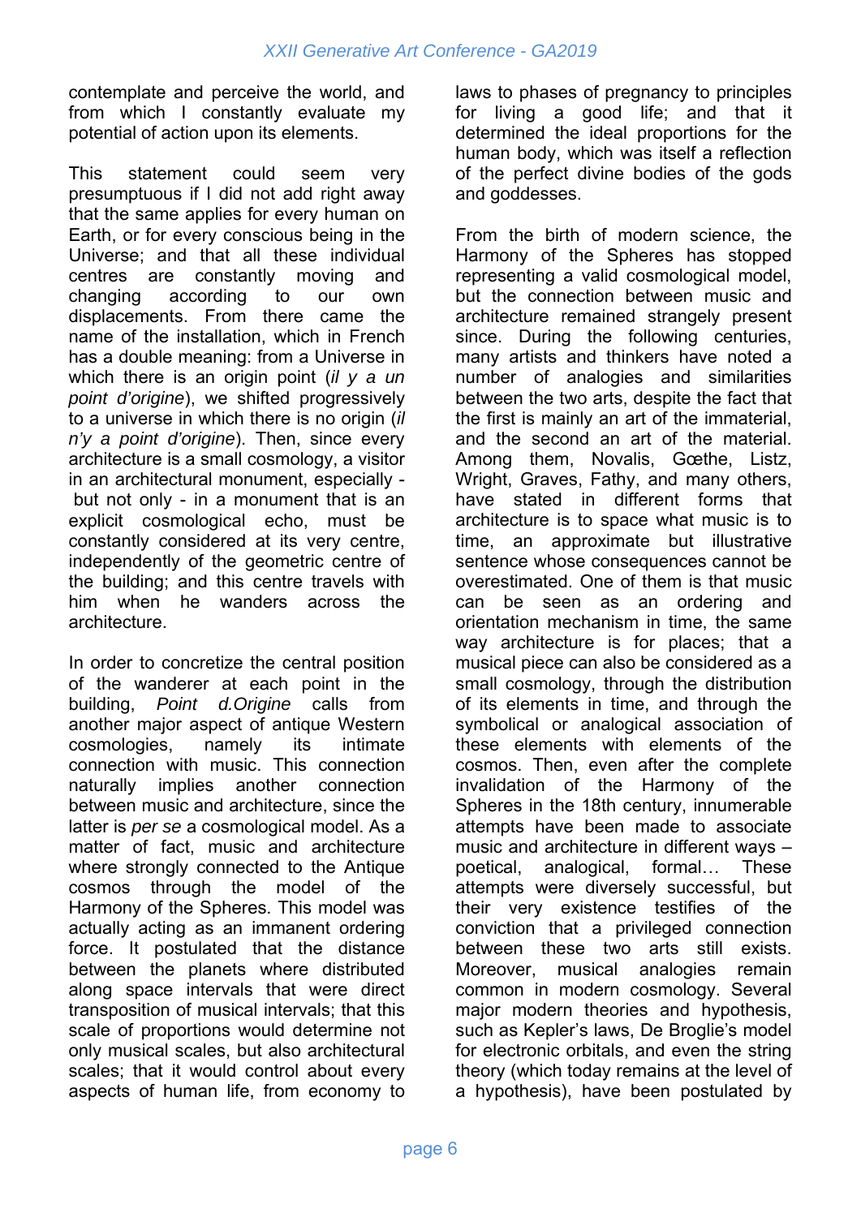contemplate and perceive the world, and from which I constantly evaluate my potential of action upon its elements.

This statement could seem very presumptuous if I did not add right away that the same applies for every human on Earth, or for every conscious being in the Universe; and that all these individual centres are constantly moving and changing according to our own displacements. From there came the name of the installation, which in French has a double meaning: from a Universe in which there is an origin point (*il y a un point d'origine*), we shifted progressively to a universe in which there is no origin (*il n'y a point d'origine*). Then, since every architecture is a small cosmology, a visitor in an architectural monument, especially - but not only - in a monument that is an explicit cosmological echo, must be constantly considered at its very centre, independently of the geometric centre of the building; and this centre travels with him when he wanders across the architecture.

In order to concretize the central position of the wanderer at each point in the building, *Point d.Origine* calls from another major aspect of antique Western cosmologies, namely its intimate connection with music. This connection naturally implies another connection between music and architecture, since the latter is *per se* a cosmological model. As a matter of fact, music and architecture where strongly connected to the Antique cosmos through the model of the Harmony of the Spheres. This model was actually acting as an immanent ordering force. It postulated that the distance between the planets where distributed along space intervals that were direct transposition of musical intervals; that this scale of proportions would determine not only musical scales, but also architectural scales; that it would control about every aspects of human life, from economy to laws to phases of pregnancy to principles for living a good life; and that it determined the ideal proportions for the human body, which was itself a reflection of the perfect divine bodies of the gods and goddesses.

From the birth of modern science, the Harmony of the Spheres has stopped representing a valid cosmological model, but the connection between music and architecture remained strangely present since. During the following centuries, many artists and thinkers have noted a number of analogies and similarities between the two arts, despite the fact that the first is mainly an art of the immaterial, and the second an art of the material. Among them, Novalis, Gœthe, Listz, Wright, Graves, Fathy, and many others, have stated in different forms that architecture is to space what music is to time, an approximate but illustrative sentence whose consequences cannot be overestimated. One of them is that music can be seen as an ordering and orientation mechanism in time, the same way architecture is for places; that a musical piece can also be considered as a small cosmology, through the distribution of its elements in time, and through the symbolical or analogical association of these elements with elements of the cosmos. Then, even after the complete invalidation of the Harmony of the Spheres in the 18th century, innumerable attempts have been made to associate music and architecture in different ways – poetical, analogical, formal… These attempts were diversely successful, but their very existence testifies of the conviction that a privileged connection between these two arts still exists. Moreover, musical analogies remain common in modern cosmology. Several major modern theories and hypothesis, such as Kepler's laws, De Broglie's model for electronic orbitals, and even the string theory (which today remains at the level of a hypothesis), have been postulated by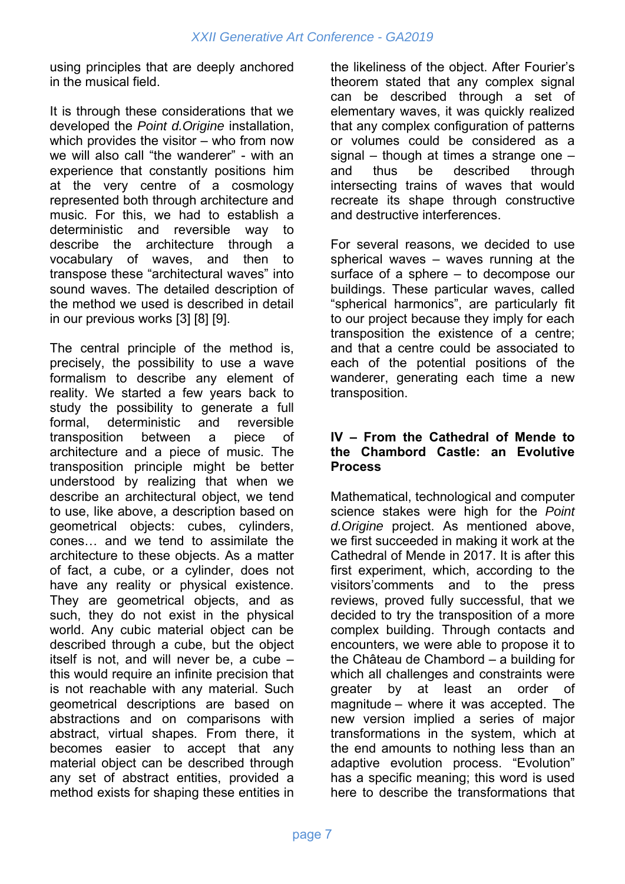using principles that are deeply anchored in the musical field.

It is through these considerations that we developed the *Point d.Origine* installation, which provides the visitor – who from now we will also call "the wanderer" - with an experience that constantly positions him at the very centre of a cosmology represented both through architecture and music. For this, we had to establish a deterministic and reversible way to describe the architecture through a vocabulary of waves, and then to transpose these "architectural waves" into sound waves. The detailed description of the method we used is described in detail in our previous works [3] [8] [9].

The central principle of the method is, precisely, the possibility to use a wave formalism to describe any element of reality. We started a few years back to study the possibility to generate a full formal, deterministic and reversible transposition between a piece of architecture and a piece of music. The transposition principle might be better understood by realizing that when we describe an architectural object, we tend to use, like above, a description based on geometrical objects: cubes, cylinders, cones… and we tend to assimilate the architecture to these objects. As a matter of fact, a cube, or a cylinder, does not have any reality or physical existence. They are geometrical objects, and as such, they do not exist in the physical world. Any cubic material object can be described through a cube, but the object itself is not, and will never be, a cube – this would require an infinite precision that is not reachable with any material. Such geometrical descriptions are based on abstractions and on comparisons with abstract, virtual shapes. From there, it becomes easier to accept that any material object can be described through any set of abstract entities, provided a method exists for shaping these entities in the likeliness of the object. After Fourier's theorem stated that any complex signal can be described through a set of elementary waves, it was quickly realized that any complex configuration of patterns or volumes could be considered as a signal – though at times a strange one – and thus be described through intersecting trains of waves that would recreate its shape through constructive and destructive interferences.

For several reasons, we decided to use spherical waves – waves running at the surface of a sphere – to decompose our buildings. These particular waves, called "spherical harmonics", are particularly fit to our project because they imply for each transposition the existence of a centre; and that a centre could be associated to each of the potential positions of the wanderer, generating each time a new transposition.

## IV – From the Cathedral of Mende to the Chambord Castle: an Evolutive Process

Mathematical, technological and computer science stakes were high for the *Point d.Origine* project. As mentioned above, we first succeeded in making it work at the Cathedral of Mende in 2017. It is after this first experiment, which, according to the visitors'comments and to the press reviews, proved fully successful, that we decided to try the transposition of a more complex building. Through contacts and encounters, we were able to propose it to the Château de Chambord – a building for which all challenges and constraints were greater by at least an order of magnitude – where it was accepted. The new version implied a series of major transformations in the system, which at the end amounts to nothing less than an adaptive evolution process. "Evolution" has a specific meaning; this word is used here to describe the transformations that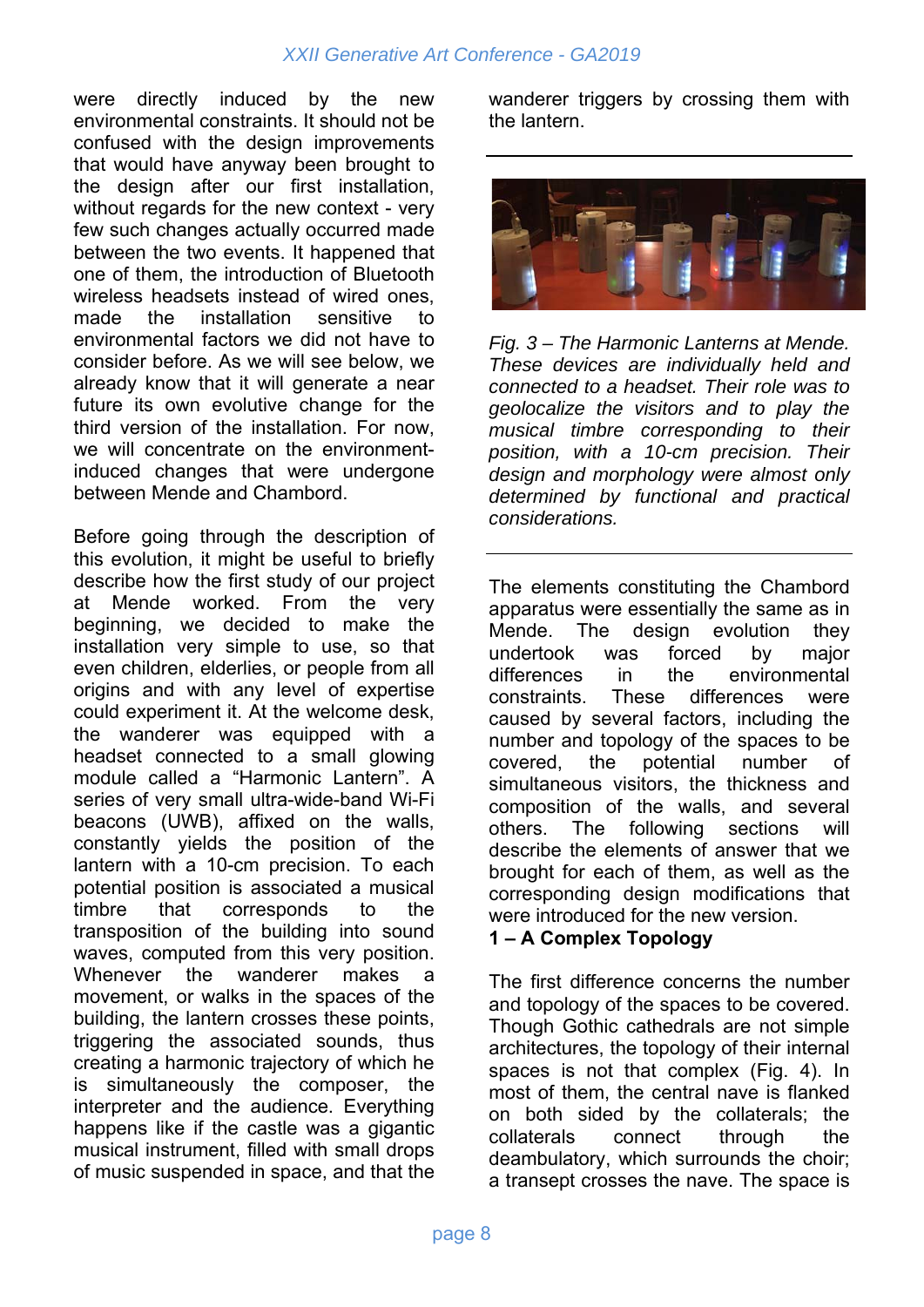were directly induced by the new environmental constraints. It should not be confused with the design improvements that would have anyway been brought to the design after our first installation, without regards for the new context - very few such changes actually occurred made between the two events. It happened that one of them, the introduction of Bluetooth wireless headsets instead of wired ones, made the installation sensitive to environmental factors we did not have to consider before. As we will see below, we already know that it will generate a near future its own evolutive change for the third version of the installation. For now, we will concentrate on the environment-induced changes that were undergone between Mende and Chambord.

Before going through the description of this evolution, it might be useful to briefly describe how the first study of our project at Mende worked. From the very beginning, we decided to make the installation very simple to use, so that even children, elderlies, or people from all origins and with any level of expertise could experiment it. At the welcome desk, the wanderer was equipped with a headset connected to a small glowing module called a “Harmonic Lantern”. A series of very small ultra-wide-band Wi-Fi beacons (UWB), affixed on the walls, constantly yields the position of the lantern with a 10-cm precision. To each potential position is associated a musical timbre that corresponds to the transposition of the building into sound waves, computed from this very position. Whenever the wanderer makes a movement, or walks in the spaces of the building, the lantern crosses these points, triggering the associated sounds, thus creating a harmonic trajectory of which he is simultaneously the composer, the interpreter and the audience. Everything happens like if the castle was a gigantic musical instrument, filled with small drops of music suspended in space, and that the wanderer triggers by crossing them with the lantern.

*Fig. 3 – The Harmonic Lanterns at Mende. These devices are individually held and connected to a headset. Their role was to geolocalize the visitors and to play the musical timbre corresponding to their position, with a 10-cm precision. Their design and morphology were almost only determined by functional and practical considerations.*

The elements constituting the Chambord apparatus were essentially the same as in Mende. The design evolution they undertook was forced by major differences in the environmental constraints. These differences were caused by several factors, including the number and topology of the spaces to be covered, the potential number of simultaneous visitors, the thickness and composition of the walls, and several others. The following sections will describe the elements of answer that we brought for each of them, as well as the corresponding design modifications that were introduced for the new version.

**1 – A Complex Topology**

The first difference concerns the number and topology of the spaces to be covered. Though Gothic cathedrals are not simple architectures, the topology of their internal spaces is not that complex (Fig. 4). In most of them, the central nave is flanked on both sided by the collaterals; the collaterals connect through the deambulatory, which surrounds the choir; a transept crosses the nave. The space is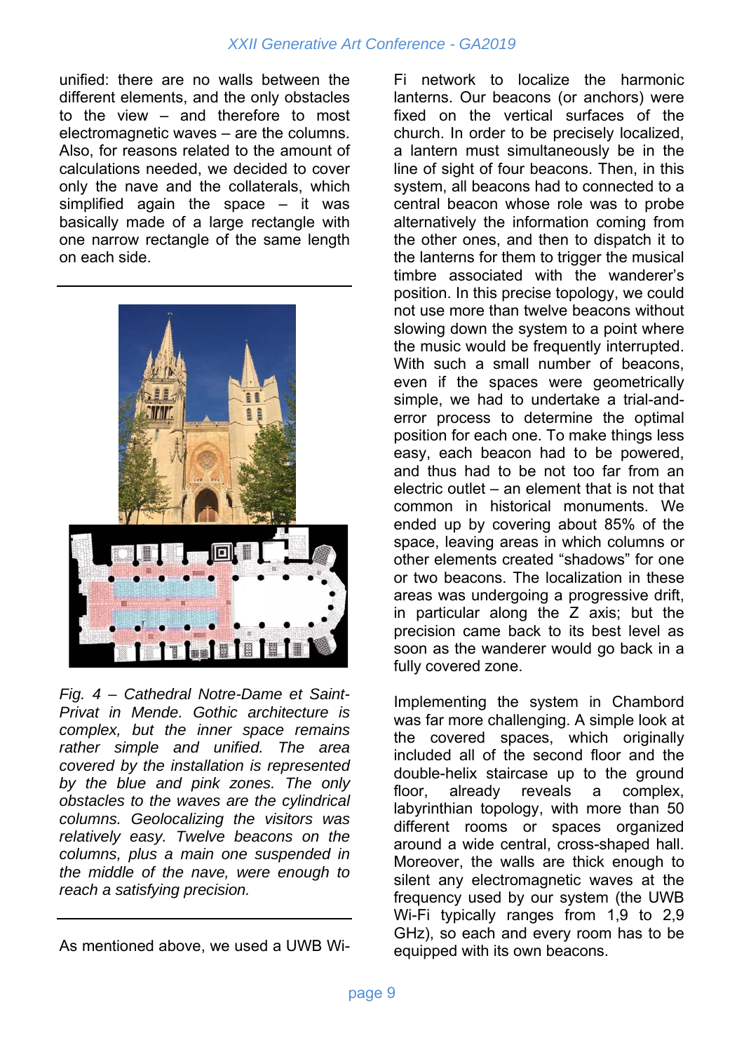unified: there are no walls between the different elements, and the only obstacles to the view – and therefore to most electromagnetic waves – are the columns. Also, for reasons related to the amount of calculations needed, we decided to cover only the nave and the collaterals, which simplified again the space – it was basically made of a large rectangle with one narrow rectangle of the same length on each side.

*Fig. 4 – Cathedral Notre-Dame et Saint-Privat in Mende. Gothic architecture is complex, but the inner space remains rather simple and unified. The area covered by the installation is represented by the blue and pink zones. The only obstacles to the waves are the cylindrical columns. Geolocalizing the visitors was relatively easy. Twelve beacons on the columns, plus a main one suspended in the middle of the nave, were enough to reach a satisfying precision.*

As mentioned above, we used a UWB Wi-Fi network to localize the harmonic lanterns. Our beacons (or anchors) were fixed on the vertical surfaces of the church. In order to be precisely localized, a lantern must simultaneously be in the line of sight of four beacons. Then, in this system, all beacons had to connected to a central beacon whose role was to probe alternatively the information coming from the other ones, and then to dispatch it to the lanterns for them to trigger the musical timbre associated with the wanderer's position. In this precise topology, we could not use more than twelve beacons without slowing down the system to a point where the music would be frequently interrupted. With such a small number of beacons, even if the spaces were geometrically simple, we had to undertake a trial-and-error process to determine the optimal position for each one. To make things less easy, each beacon had to be powered, and thus had to be not too far from an electric outlet – an element that is not that common in historical monuments. We ended up by covering about 85% of the space, leaving areas in which columns or other elements created "shadows" for one or two beacons. The localization in these areas was undergoing a progressive drift, in particular along the Z axis; but the precision came back to its best level as soon as the wanderer would go back in a fully covered zone.

Implementing the system in Chambord was far more challenging. A simple look at the covered spaces, which originally included all of the second floor and the double-helix staircase up to the ground floor, already reveals a complex, labyrinthian topology, with more than 50 different rooms or spaces organized around a wide central, cross-shaped hall. Moreover, the walls are thick enough to silent any electromagnetic waves at the frequency used by our system (the UWB Wi-Fi typically ranges from 1,9 to 2,9 GHz), so each and every room has to be equipped with its own beacons.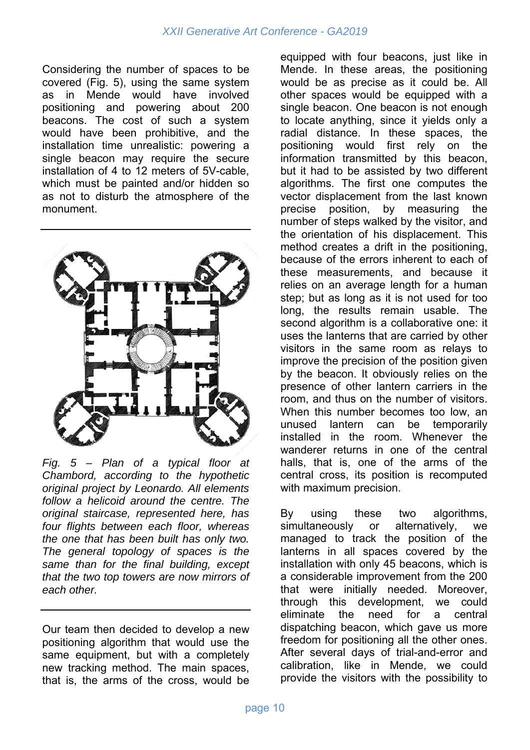Considering the number of spaces to be covered (Fig. 5), using the same system as in Mende would have involved positioning and powering about 200 beacons. The cost of such a system would have been prohibitive, and the installation time unrealistic: powering a single beacon may require the secure installation of 4 to 12 meters of 5V-cable, which must be painted and/or hidden so as not to disturb the atmosphere of the monument.

*Fig. 5 – Plan of a typical floor at Chambord, according to the hypothetic original project by Leonardo. All elements follow a helicoid around the centre. The original staircase, represented here, has four flights between each floor, whereas the one that has been built has only two. The general topology of spaces is the same than for the final building, except that the two top towers are now mirrors of each other.*

Our team then decided to develop a new positioning algorithm that would use the same equipment, but with a completely new tracking method. The main spaces, that is, the arms of the cross, would be equipped with four beacons, just like in Mende. In these areas, the positioning would be as precise as it could be. All other spaces would be equipped with a single beacon. One beacon is not enough to locate anything, since it yields only a radial distance. In these spaces, the positioning would first rely on the information transmitted by this beacon, but it had to be assisted by two different algorithms. The first one computes the vector displacement from the last known precise position, by measuring the number of steps walked by the visitor, and the orientation of his displacement. This method creates a drift in the positioning, because of the errors inherent to each of these measurements, and because it relies on an average length for a human step; but as long as it is not used for too long, the results remain usable. The second algorithm is a collaborative one: it uses the lanterns that are carried by other visitors in the same room as relays to improve the precision of the position given by the beacon. It obviously relies on the presence of other lantern carriers in the room, and thus on the number of visitors. When this number becomes too low, an unused lantern can be temporarily installed in the room. Whenever the wanderer returns in one of the central halls, that is, one of the arms of the central cross, its position is recomputed with maximum precision.

By using these two algorithms, simultaneously or alternatively, we managed to track the position of the lanterns in all spaces covered by the installation with only 45 beacons, which is a considerable improvement from the 200 that were initially needed. Moreover, through this development, we could eliminate the need for a central dispatching beacon, which gave us more freedom for positioning all the other ones. After several days of trial-and-error and calibration, like in Mende, we could provide the visitors with the possibility to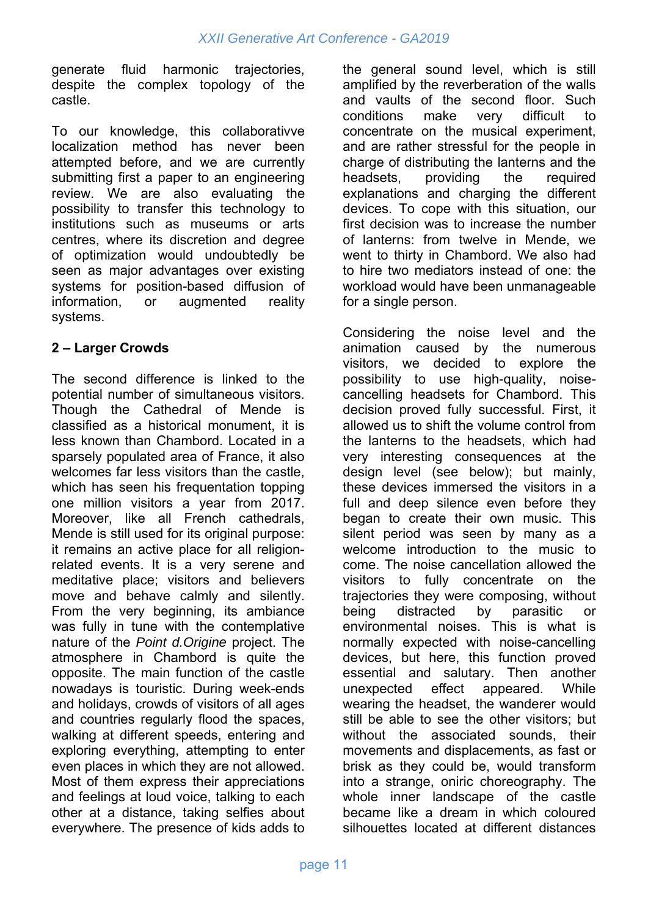generate fluid harmonic trajectories, despite the complex topology of the castle.

To our knowledge, this collaborativve localization method has never been attempted before, and we are currently submitting first a paper to an engineering review. We are also evaluating the possibility to transfer this technology to institutions such as museums or arts centres, where its discretion and degree of optimization would undoubtedly be seen as major advantages over existing systems for position-based diffusion of information, or augmented reality systems.

**2 – Larger Crowds**

The second difference is linked to the potential number of simultaneous visitors. Though the Cathedral of Mende is classified as a historical monument, it is less known than Chambord. Located in a sparsely populated area of France, it also welcomes far less visitors than the castle, which has seen his frequentation topping one million visitors a year from 2017. Moreover, like all French cathedrals, Mende is still used for its original purpose: it remains an active place for all religion-related events. It is a very serene and meditative place; visitors and believers move and behave calmly and silently. From the very beginning, its ambiance was fully in tune with the contemplative nature of the *Point d.Origine* project. The atmosphere in Chambord is quite the opposite. The main function of the castle nowadays is touristic. During week-ends and holidays, crowds of visitors of all ages and countries regularly flood the spaces, walking at different speeds, entering and exploring everything, attempting to enter even places in which they are not allowed. Most of them express their appreciations and feelings at loud voice, talking to each other at a distance, taking selfies about everywhere. The presence of kids adds to the general sound level, which is still amplified by the reverberation of the walls and vaults of the second floor. Such conditions make very difficult to concentrate on the musical experiment, and are rather stressful for the people in charge of distributing the lanterns and the headsets, providing the required explanations and charging the different devices. To cope with this situation, our first decision was to increase the number of lanterns: from twelve in Mende, we went to thirty in Chambord. We also had to hire two mediators instead of one: the workload would have been unmanageable for a single person.

Considering the noise level and the animation caused by the numerous visitors, we decided to explore the possibility to use high-quality, noise-cancelling headsets for Chambord. This decision proved fully successful. First, it allowed us to shift the volume control from the lanterns to the headsets, which had very interesting consequences at the design level (see below); but mainly, these devices immersed the visitors in a full and deep silence even before they began to create their own music. This silent period was seen by many as a welcome introduction to the music to come. The noise cancellation allowed the visitors to fully concentrate on the trajectories they were composing, without being distracted by parasitic or environmental noises. This is what is normally expected with noise-cancelling devices, but here, this function proved essential and salutary. Then another unexpected effect appeared. While wearing the headset, the wanderer would still be able to see the other visitors; but without the associated sounds, their movements and displacements, as fast or brisk as they could be, would transform into a strange, oniric choreography. The whole inner landscape of the castle became like a dream in which coloured silhouettes located at different distances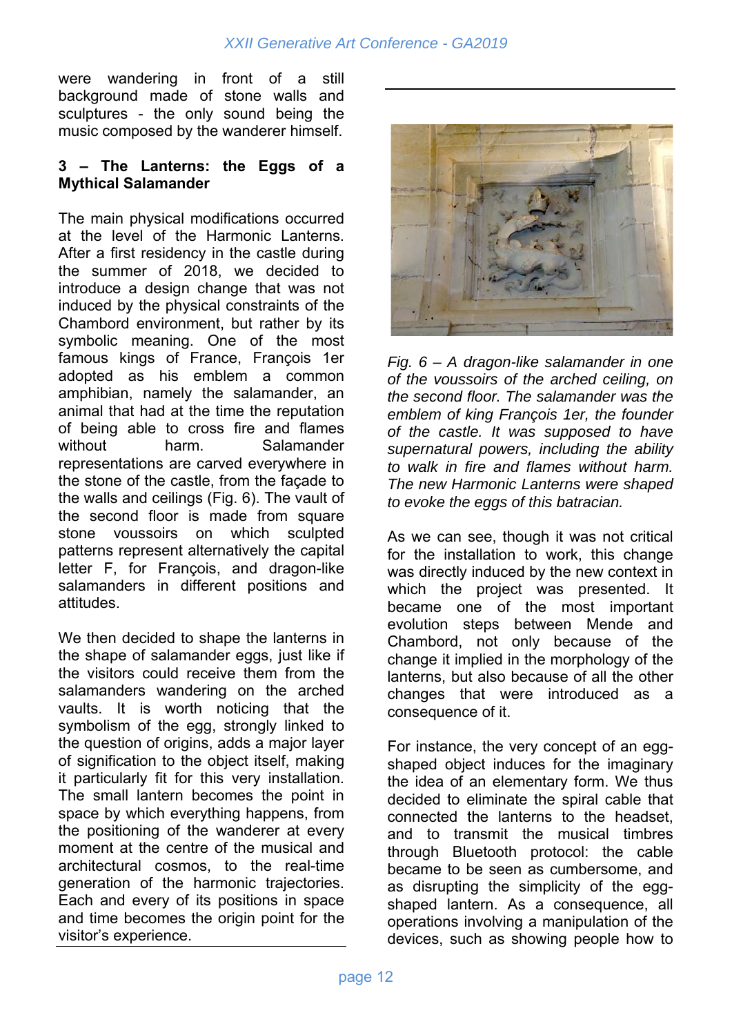were wandering in front of a still background made of stone walls and sculptures - the only sound being the music composed by the wanderer himself.

**3 – The Lanterns: the Eggs of a Mythical Salamander**

The main physical modifications occurred at the level of the Harmonic Lanterns. After a first residency in the castle during the summer of 2018, we decided to introduce a design change that was not induced by the physical constraints of the Chambord environment, but rather by its symbolic meaning. One of the most famous kings of France, François 1er adopted as his emblem a common amphibian, namely the salamander, an animal that had at the time the reputation of being able to cross fire and flames without harm. Salamander representations are carved everywhere in the stone of the castle, from the façade to the walls and ceilings (Fig. 6). The vault of the second floor is made from square stone voussoirs on which sculpted patterns represent alternatively the capital letter F, for François, and dragon-like salamanders in different positions and attitudes.

We then decided to shape the lanterns in the shape of salamander eggs, just like if the visitors could receive them from the salamanders wandering on the arched vaults. It is worth noticing that the symbolism of the egg, strongly linked to the question of origins, adds a major layer of signification to the object itself, making it particularly fit for this very installation. The small lantern becomes the point in space by which everything happens, from the positioning of the wanderer at every moment at the centre of the musical and architectural cosmos, to the real-time generation of the harmonic trajectories. Each and every of its positions in space and time becomes the origin point for the visitor's experience.

*Fig. 6 – A dragon-like salamander in one of the voussoirs of the arched ceiling, on the second floor. The salamander was the emblem of king François 1er, the founder of the castle. It was supposed to have supernatural powers, including the ability to walk in fire and flames without harm. The new Harmonic Lanterns were shaped to evoke the eggs of this batracian.*

As we can see, though it was not critical for the installation to work, this change was directly induced by the new context in which the project was presented. It became one of the most important evolution steps between Mende and Chambord, not only because of the change it implied in the morphology of the lanterns, but also because of all the other changes that were introduced as a consequence of it.

For instance, the very concept of an egg-shaped object induces for the imaginary the idea of an elementary form. We thus decided to eliminate the spiral cable that connected the lanterns to the headset, and to transmit the musical timbres through Bluetooth protocol: the cable became to be seen as cumbersome, and as disrupting the simplicity of the egg-shaped lantern. As a consequence, all operations involving a manipulation of the devices, such as showing people how to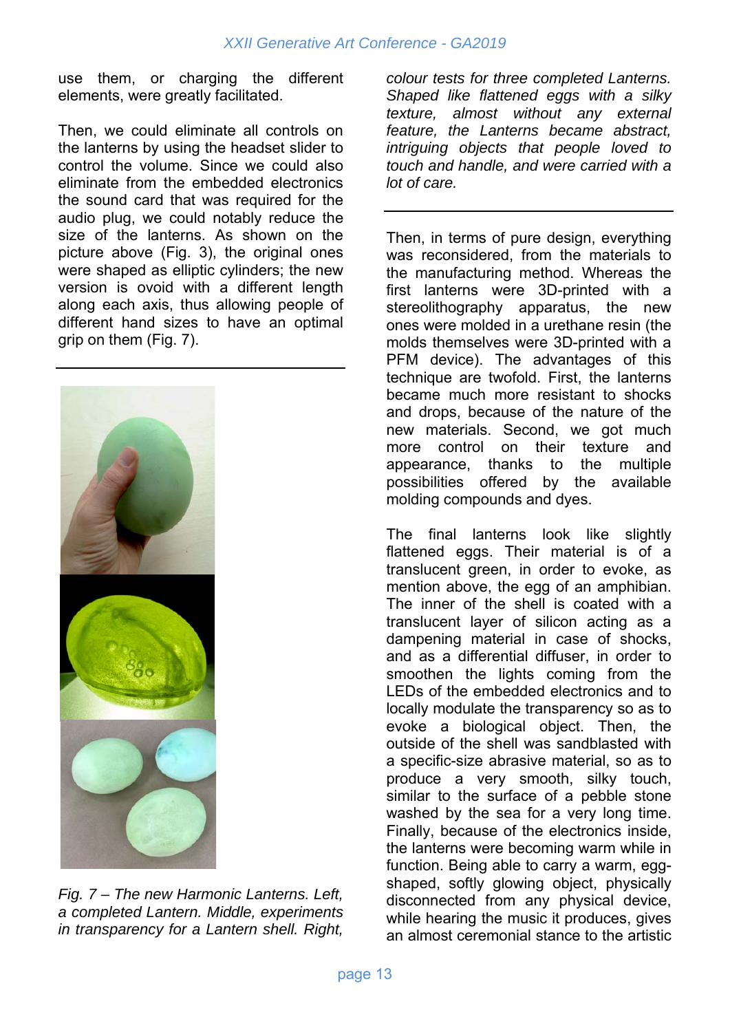use them, or charging the different elements, were greatly facilitated.

Then, we could eliminate all controls on the lanterns by using the headset slider to control the volume. Since we could also eliminate from the embedded electronics the sound card that was required for the audio plug, we could notably reduce the size of the lanterns. As shown on the picture above (Fig. 3), the original ones were shaped as elliptic cylinders; the new version is ovoid with a different length along each axis, thus allowing people of different hand sizes to have an optimal grip on them (Fig. 7).

*Fig. 7 – The new Harmonic Lanterns. Left, a completed Lantern. Middle, experiments in transparency for a Lantern shell. Right, colour tests for three completed Lanterns. Shaped like flattened eggs with a silky texture, almost without any external feature, the Lanterns became abstract, intriguing objects that people loved to touch and handle, and were carried with a lot of care.*

Then, in terms of pure design, everything was reconsidered, from the materials to the manufacturing method. Whereas the first lanterns were 3D-printed with a stereolithography apparatus, the new ones were molded in a urethane resin (the molds themselves were 3D-printed with a PFM device). The advantages of this technique are twofold. First, the lanterns became much more resistant to shocks and drops, because of the nature of the new materials. Second, we got much more control on their texture and appearance, thanks to the multiple possibilities offered by the available molding compounds and dyes.

The final lanterns look like slightly flattened eggs. Their material is of a translucent green, in order to evoke, as mention above, the egg of an amphibian. The inner of the shell is coated with a translucent layer of silicon acting as a dampening material in case of shocks, and as a differential diffuser, in order to smoothen the lights coming from the LEDs of the embedded electronics and to locally modulate the transparency so as to evoke a biological object. Then, the outside of the shell was sandblasted with a specific-size abrasive material, so as to produce a very smooth, silky touch, similar to the surface of a pebble stone washed by the sea for a very long time. Finally, because of the electronics inside, the lanterns were becoming warm while in function. Being able to carry a warm, egg-shaped, softly glowing object, physically disconnected from any physical device, while hearing the music it produces, gives an almost ceremonial stance to the artistic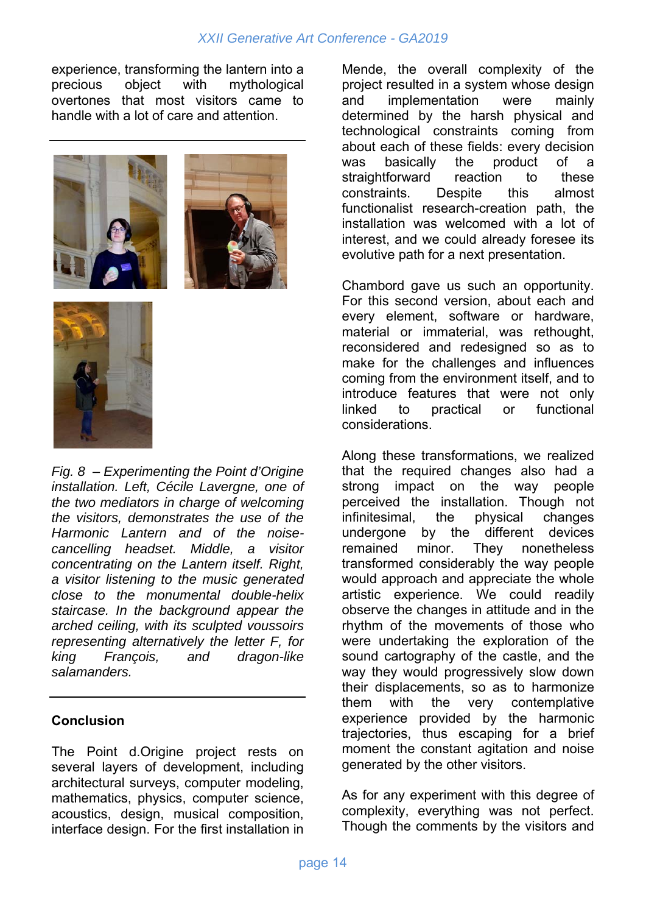experience, transforming the lantern into a precious object with mythological overtones that most visitors came to handle with a lot of care and attention.

*Fig. 8 – Experimenting the Point d'Origine installation. Left, Cécile Lavergne, one of the two mediators in charge of welcoming the visitors, demonstrates the use of the Harmonic Lantern and of the noise-cancelling headset. Middle, a visitor concentrating on the Lantern itself. Right, a visitor listening to the music generated close to the monumental double-helix staircase. In the background appear the arched ceiling, with its sculpted voussoirs representing alternatively the letter F, for king François, and dragon-like salamanders.*

## Conclusion

The Point d.Origine project rests on several layers of development, including architectural surveys, computer modeling, mathematics, physics, computer science, acoustics, design, musical composition, interface design. For the first installation in Mende, the overall complexity of the project resulted in a system whose design and implementation were mainly determined by the harsh physical and technological constraints coming from about each of these fields: every decision was basically the product of a straightforward reaction to these constraints. Despite this almost functionalist research-creation path, the installation was welcomed with a lot of interest, and we could already foresee its evolutive path for a next presentation.

Chambord gave us such an opportunity. For this second version, about each and every element, software or hardware, material or immaterial, was rethought, reconsidered and redesigned so as to make for the challenges and influences coming from the environment itself, and to introduce features that were not only linked to practical or functional considerations.

Along these transformations, we realized that the required changes also had a strong impact on the way people perceived the installation. Though not infinitesimal, the physical changes undergone by the different devices remained minor. They nonetheless transformed considerably the way people would approach and appreciate the whole artistic experience. We could readily observe the changes in attitude and in the rhythm of the movements of those who were undertaking the exploration of the sound cartography of the castle, and the way they would progressively slow down their displacements, so as to harmonize them with the very contemplative experience provided by the harmonic trajectories, thus escaping for a brief moment the constant agitation and noise generated by the other visitors.

As for any experiment with this degree of complexity, everything was not perfect. Though the comments by the visitors and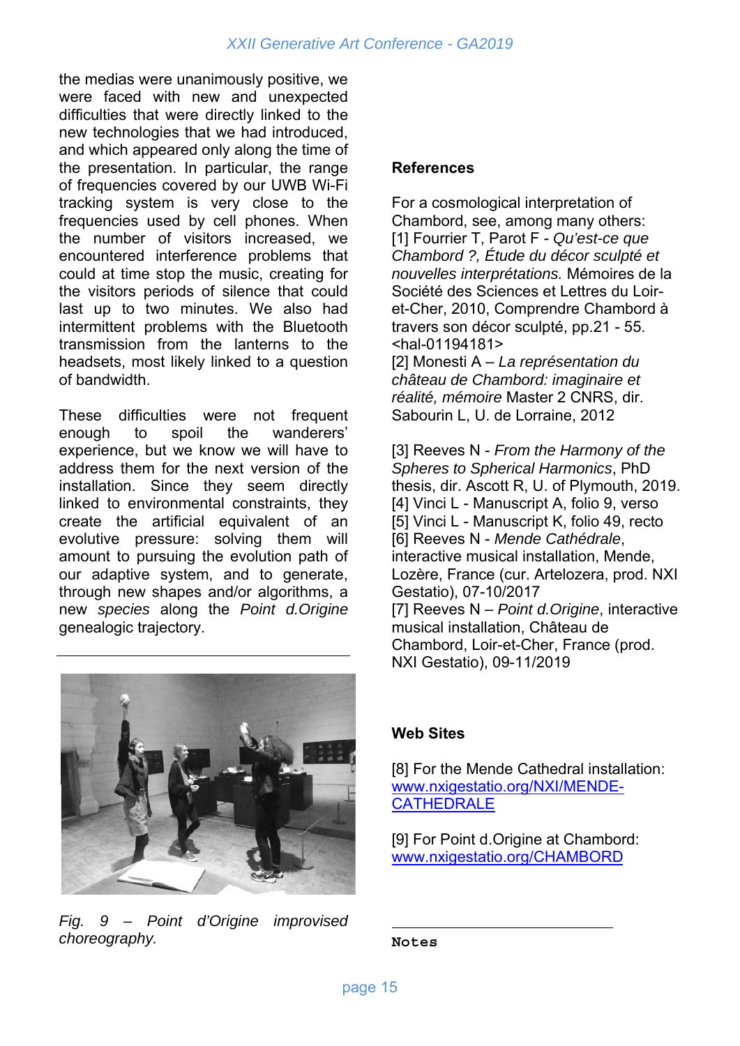the medias were unanimously positive, we were faced with new and unexpected difficulties that were directly linked to the new technologies that we had introduced, and which appeared only along the time of the presentation. In particular, the range of frequencies covered by our UWB Wi-Fi tracking system is very close to the frequencies used by cell phones. When the number of visitors increased, we encountered interference problems that could at time stop the music, creating for the visitors periods of silence that could last up to two minutes. We also had intermittent problems with the Bluetooth transmission from the lanterns to the headsets, most likely linked to a question of bandwidth.

These difficulties were not frequent enough to spoil the wanderers' experience, but we know we will have to address them for the next version of the installation. Since they seem directly linked to environmental constraints, they create the artificial equivalent of an evolutive pressure: solving them will amount to pursuing the evolution path of our adaptive system, and to generate, through new shapes and/or algorithms, a new *species* along the *Point d.Origine* genealogic trajectory.

---

*Fig. 9 – Point d'Origine improvised choreography.*

**References**

For a cosmological interpretation of Chambord, see, among many others:
[1] Fourrier T, Parot F - *Qu'est-ce que Chambord ?, Étude du décor sculpté et nouvelles interprétations.* Mémoires de la Société des Sciences et Lettres du Loir-et-Cher, 2010, Comprendre Chambord à travers son décor sculpté, pp.21 - 55. <hal-01194181>
[2] Monesti A – *La représentation du château de Chambord: imaginaire et réalité, mémoire* Master 2 CNRS, dir. Sabourin L, U. de Lorraine, 2012

[3] Reeves N - *From the Harmony of the Spheres to Spherical Harmonics*, PhD thesis, dir. Ascott R, U. of Plymouth, 2019.
[4] Vinci L - Manuscript A, folio 9, verso
[5] Vinci L - Manuscript K, folio 49, recto
[6] Reeves N - *Mende Cathédrale*, interactive musical installation, Mende, Lozère, France (cur. Artelozera, prod. NXI Gestatio), 07-10/2017
[7] Reeves N – *Point d.Origine*, interactive musical installation, Château de Chambord, Loir-et-Cher, France (prod. NXI Gestatio), 09-11/2019

**Web Sites**

[8] For the Mende Cathedral installation: [www.nxigestatio.org/NXI/MENDE-CATHEDRALE](http://www.nxigestatio.org/NXI/MENDE-CATHEDRALE)

[9] For Point d.Origine at Chambord: [www.nxigestatio.org/CHAMBORD](http://www.nxigestatio.org/CHAMBORD)

---

**Notes**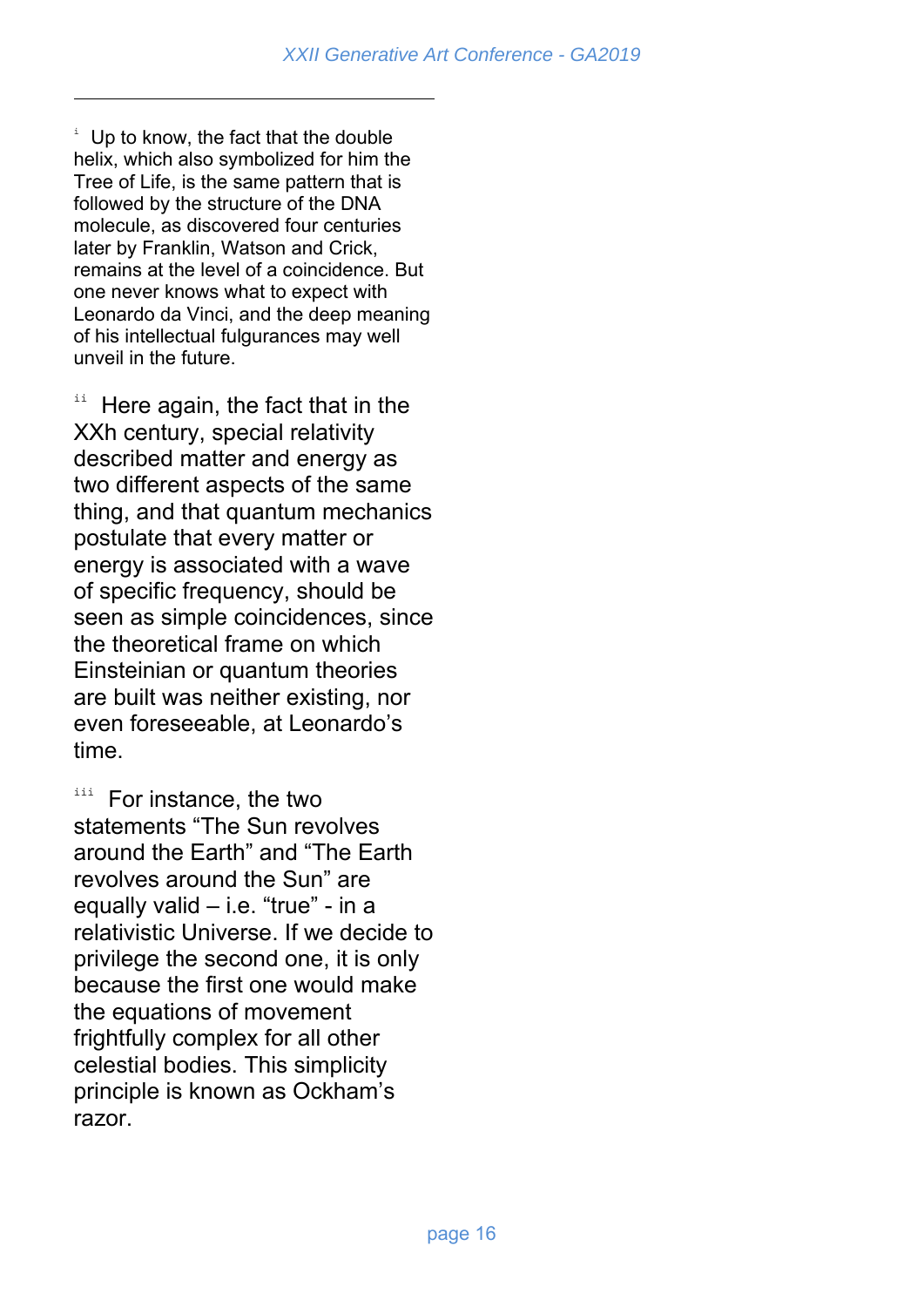---

[i] Up to know, the fact that the double helix, which also symbolized for him the Tree of Life, is the same pattern that is followed by the structure of the DNA molecule, as discovered four centuries later by Franklin, Watson and Crick, remains at the level of a coincidence. But one never knows what to expect with Leonardo da Vinci, and the deep meaning of his intellectual fulgurances may well unveil in the future.

[ii] Here again, the fact that in the XXh century, special relativity described matter and energy as two different aspects of the same thing, and that quantum mechanics postulate that every matter or energy is associated with a wave of specific frequency, should be seen as simple coincidences, since the theoretical frame on which Einsteinian or quantum theories are built was neither existing, nor even foreseeable, at Leonardo's time.

[iii] For instance, the two statements "The Sun revolves around the Earth" and "The Earth revolves around the Sun" are equally valid – i.e. "true" - in a relativistic Universe. If we decide to privilege the second one, it is only because the first one would make the equations of movement frightfully complex for all other celestial bodies. This simplicity principle is known as Ockham's razor.